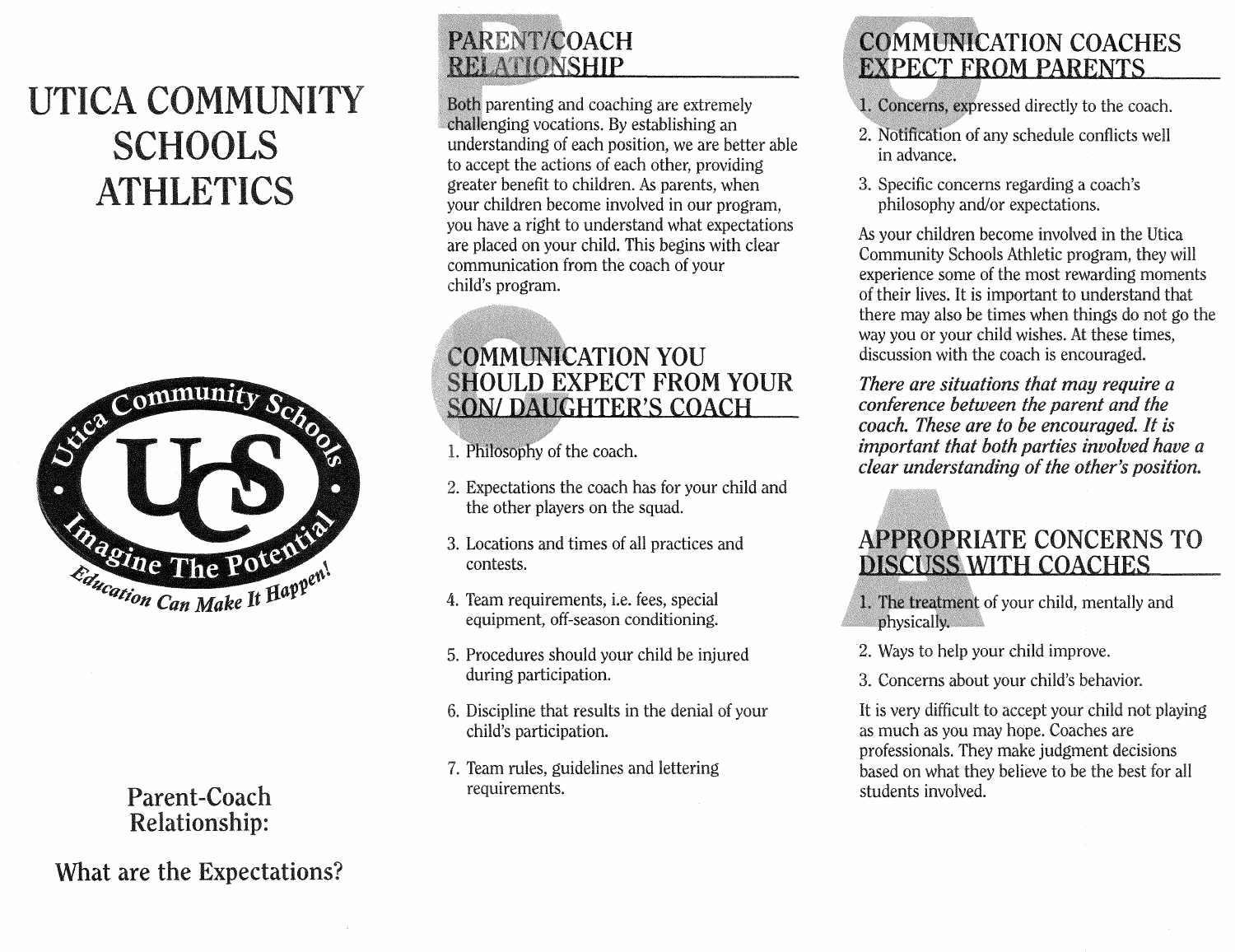# UTICA COMMUNITY SCHOOLS ATHLETICS

Utica Community Schools

UCS

Imagine The Potential

*Education Can Make It Happen!*

Parent-Coach Relationship:

What are the Expectations?

## PARENT/COACH RELATIONSHIP

Both parenting and coaching are extremely challenging vocations. By establishing an understanding of each position, we are better able to accept the actions of each other, providing greater benefit to children. As parents, when your children become involved in our program, you have a right to understand what expectations are placed on your child. This begins with clear communication from the coach of your child's program.

## COMMUNICATION YOU SHOULD EXPECT FROM YOUR SON/ DAUGHTER'S COACH

1. Philosophy of the coach.
2. Expectations the coach has for your child and the other players on the squad.
3. Locations and times of all practices and contests.
4. Team requirements, i.e. fees, special equipment, off-season conditioning.
5. Procedures should your child be injured during participation.
6. Discipline that results in the denial of your child's participation.
7. Team rules, guidelines and lettering requirements.

## COMMUNICATION COACHES EXPECT FROM PARENTS

1. Concerns, expressed directly to the coach.
2. Notification of any schedule conflicts well in advance.
3. Specific concerns regarding a coach's philosophy and/or expectations.

As your children become involved in the Utica Community Schools Athletic program, they will experience some of the most rewarding moments of their lives. It is important to understand that there may also be times when things do not go the way you or your child wishes. At these times, discussion with the coach is encouraged.

*There are situations that may require a conference between the parent and the coach. These are to be encouraged. It is important that both parties involved have a clear understanding of the other's position.*

## APPROPRIATE CONCERNS TO DISCUSS WITH COACHES

1. The treatment of your child, mentally and physically.
2. Ways to help your child improve.
3. Concerns about your child's behavior.

It is very difficult to accept your child not playing as much as you may hope. Coaches are professionals. They make judgment decisions based on what they believe to be the best for all students involved.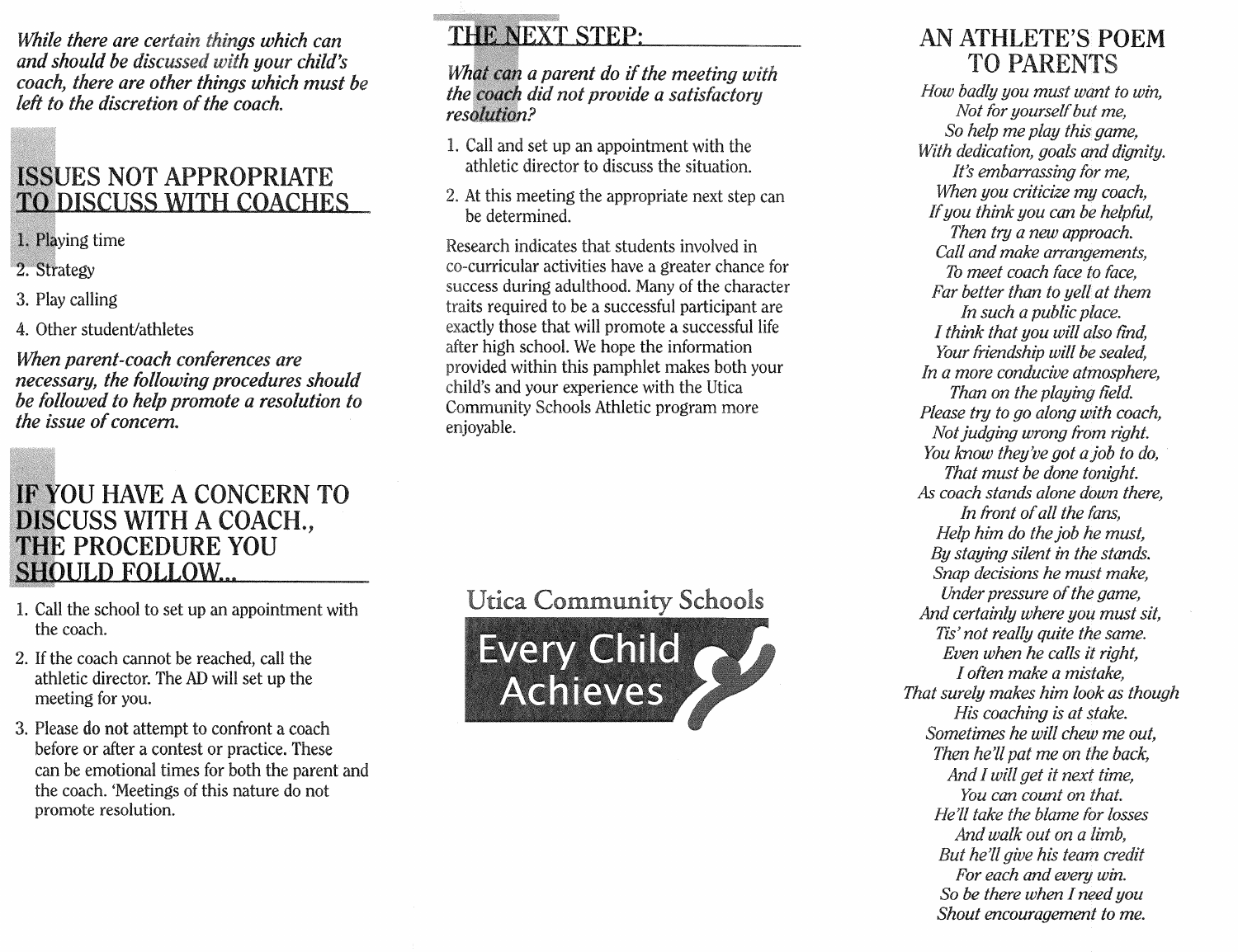*While there are certain things which can and should be discussed with your child's coach, there are other things which must be left to the discretion of the coach.*

## ISSUES NOT APPROPRIATE TO DISCUSS WITH COACHES

1. Playing time
2. Strategy
3. Play calling
4. Other student/athletes

*When parent-coach conferences are necessary, the following procedures should be followed to help promote a resolution to the issue of concern.*

## IF YOU HAVE A CONCERN TO DISCUSS WITH A COACH., THE PROCEDURE YOU SHOULD FOLLOW...

1. Call the school to set up an appointment with the coach.
2. If the coach cannot be reached, call the athletic director. The AD will set up the meeting for you.
3. Please do not attempt to confront a coach before or after a contest or practice. These can be emotional times for both the parent and the coach. 'Meetings of this nature do not promote resolution.

## THE NEXT STEP:

*What can a parent do if the meeting with the coach did not provide a satisfactory resolution?*

1. Call and set up an appointment with the athletic director to discuss the situation.
2. At this meeting the appropriate next step can be determined.

Research indicates that students involved in co-curricular activities have a greater chance for success during adulthood. Many of the character traits required to be a successful participant are exactly those that will promote a successful life after high school. We hope the information provided within this pamphlet makes both your child's and your experience with the Utica Community Schools Athletic program more enjoyable.

Utica Community Schools

Every Child Achieves

## AN ATHLETE'S POEM TO PARENTS

*How badly you must want to win,*
*Not for yourself but me,*
*So help me play this game,*
*With dedication, goals and dignity.*
*It's embarrassing for me,*
*When you criticize my coach,*
*If you think you can be helpful,*
*Then try a new approach.*
*Call and make arrangements,*
*To meet coach face to face,*
*Far better than to yell at them*
*In such a public place.*
*I think that you will also find,*
*Your friendship will be sealed,*
*In a more conducive atmosphere,*
*Than on the playing field.*
*Please try to go along with coach,*
*Not judging wrong from right.*
*You know they've got a job to do,*
*That must be done tonight.*
*As coach stands alone down there,*
*In front of all the fans,*
*Help him do the job he must,*
*By staying silent in the stands.*
*Snap decisions he must make,*
*Under pressure of the game,*
*And certainly where you must sit,*
*Tis' not really quite the same.*
*Even when he calls it right,*
*I often make a mistake,*
*That surely makes him look as though*
*His coaching is at stake.*
*Sometimes he will chew me out,*
*Then he'll pat me on the back,*
*And I will get it next time,*
*You can count on that.*
*He'll take the blame for losses*
*And walk out on a limb,*
*But he'll give his team credit*
*For each and every win.*
*So be there when I need you*
*Shout encouragement to me.*